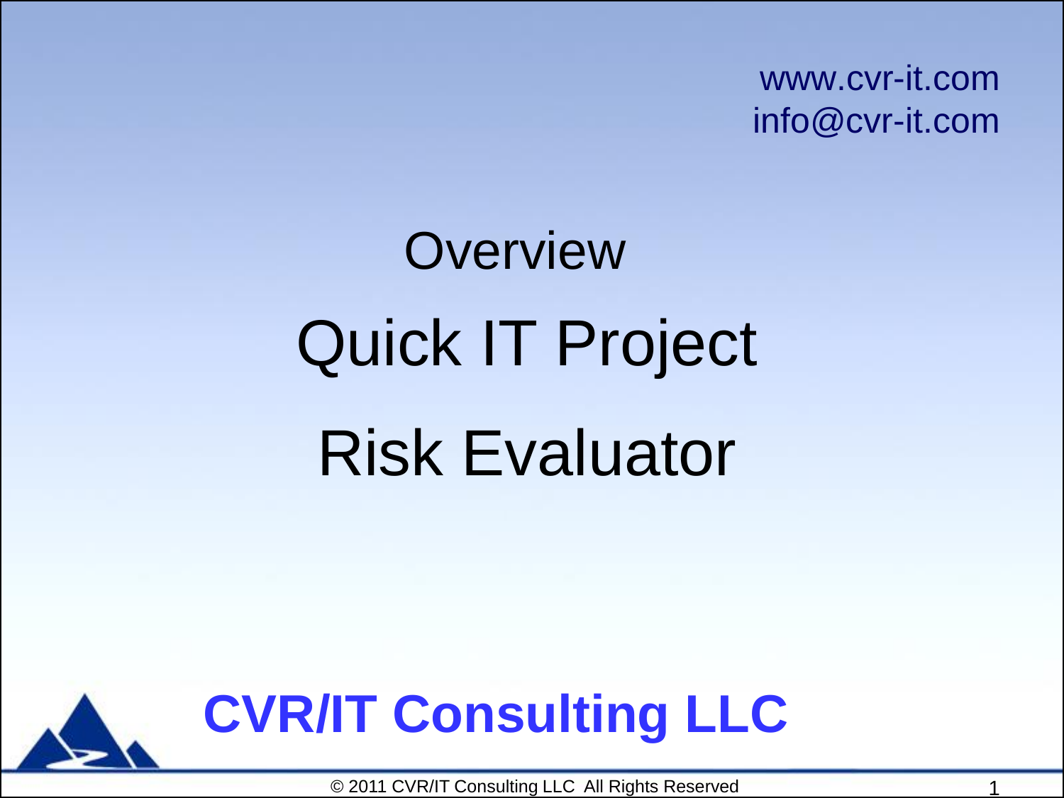www.cvr-it.com
info@cvr-it.com

# Overview

# Quick IT Project Risk Evaluator

**CVR/IT Consulting LLC**

© 2011 CVR/IT Consulting LLC All Rights Reserved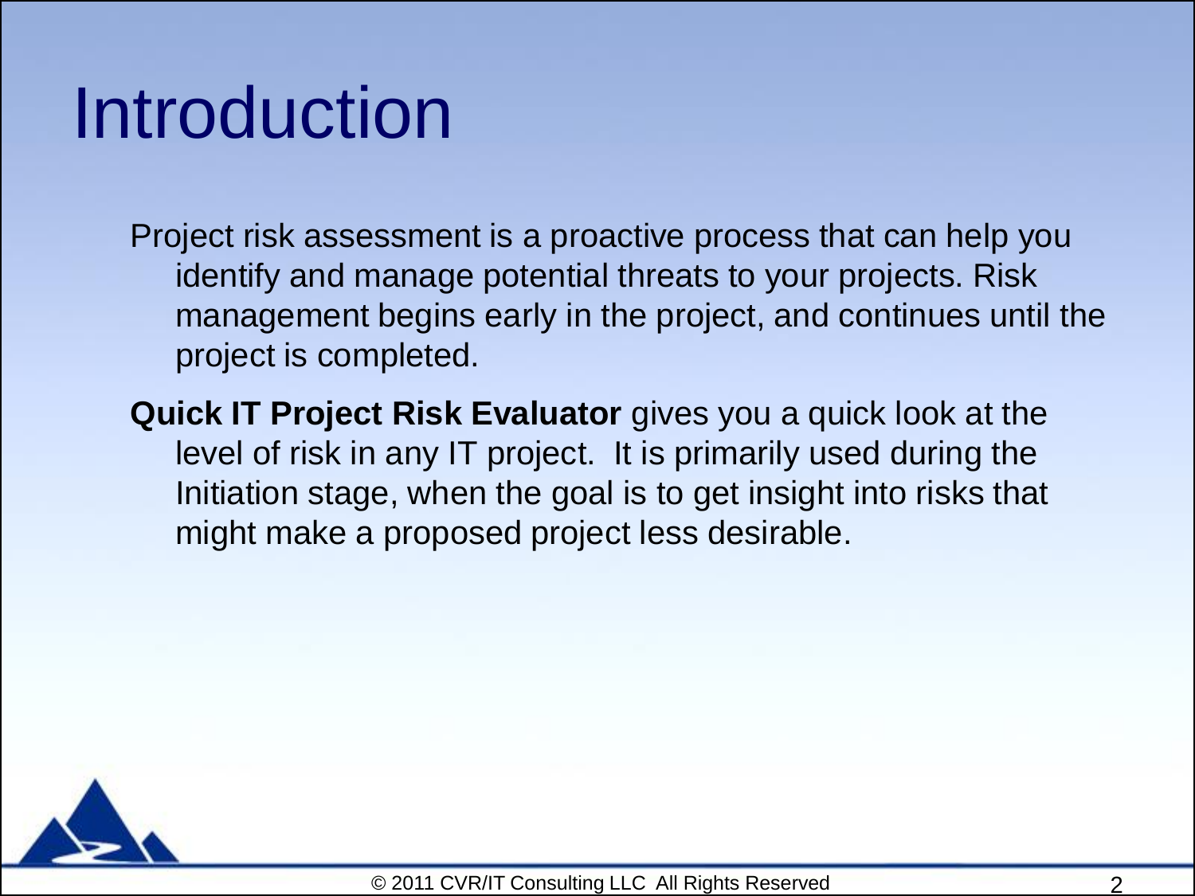# Introduction

Project risk assessment is a proactive process that can help you identify and manage potential threats to your projects. Risk management begins early in the project, and continues until the project is completed.

**Quick IT Project Risk Evaluator** gives you a quick look at the level of risk in any IT project. It is primarily used during the Initiation stage, when the goal is to get insight into risks that might make a proposed project less desirable.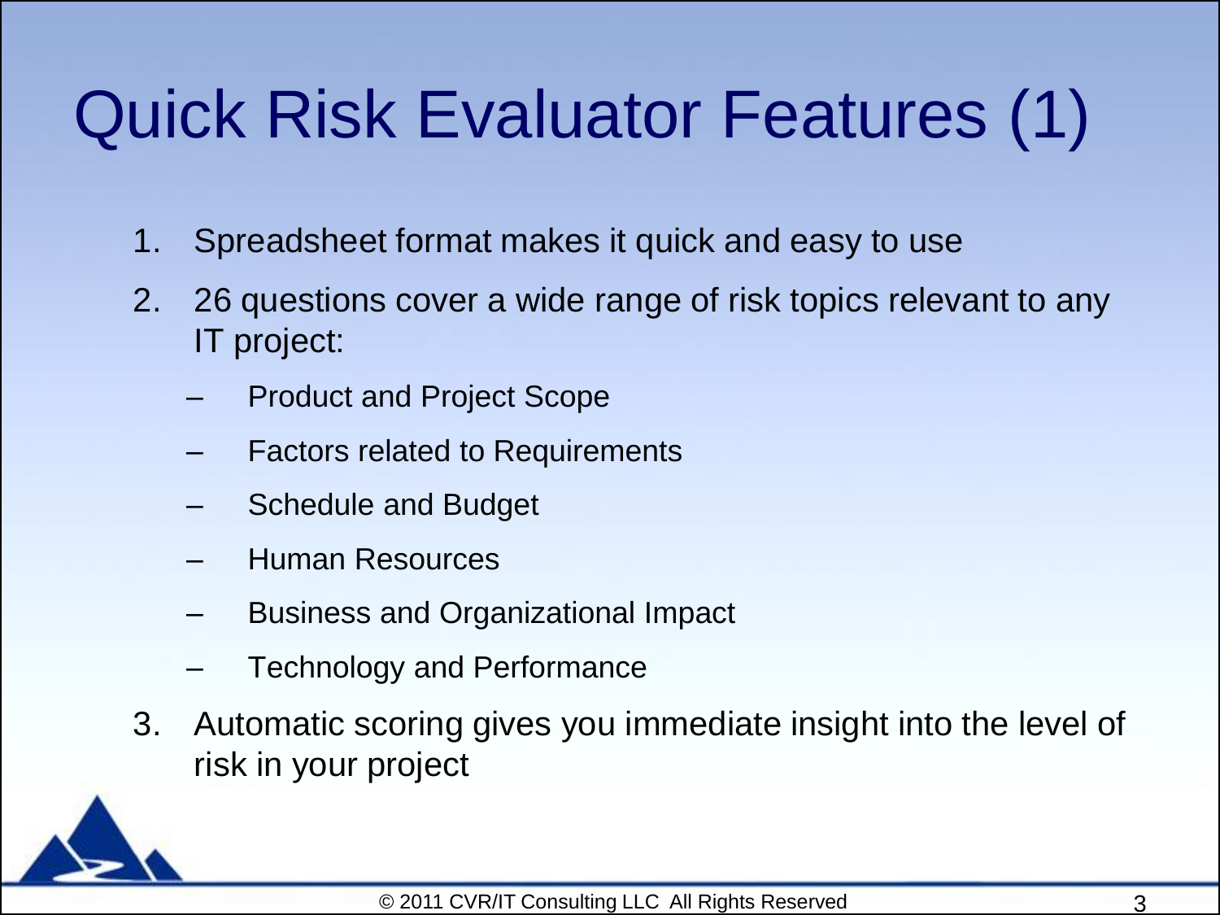# Quick Risk Evaluator Features (1)

1. Spreadsheet format makes it quick and easy to use
2. 26 questions cover a wide range of risk topics relevant to any IT project:
   - Product and Project Scope
   - Factors related to Requirements
   - Schedule and Budget
   - Human Resources
   - Business and Organizational Impact
   - Technology and Performance
3. Automatic scoring gives you immediate insight into the level of risk in your project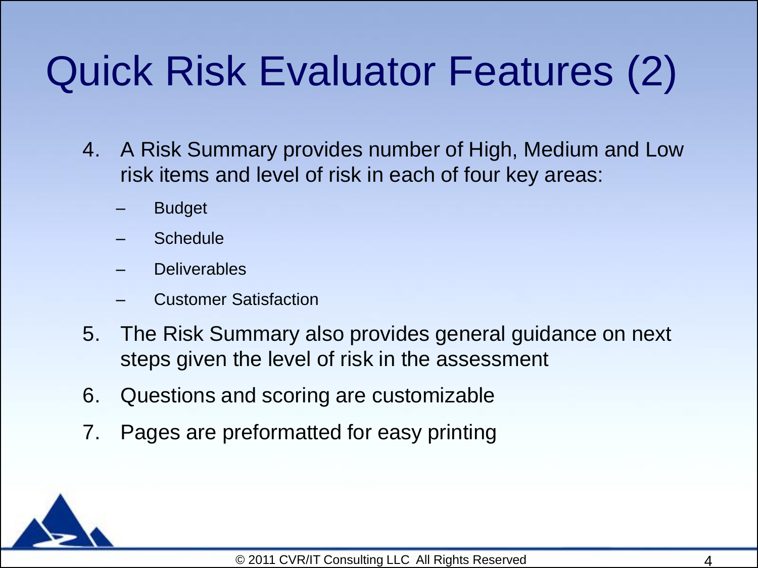# Quick Risk Evaluator Features (2)

4. A Risk Summary provides number of High, Medium and Low risk items and level of risk in each of four key areas:
   - Budget
   - Schedule
   - Deliverables
   - Customer Satisfaction
5. The Risk Summary also provides general guidance on next steps given the level of risk in the assessment
6. Questions and scoring are customizable
7. Pages are preformatted for easy printing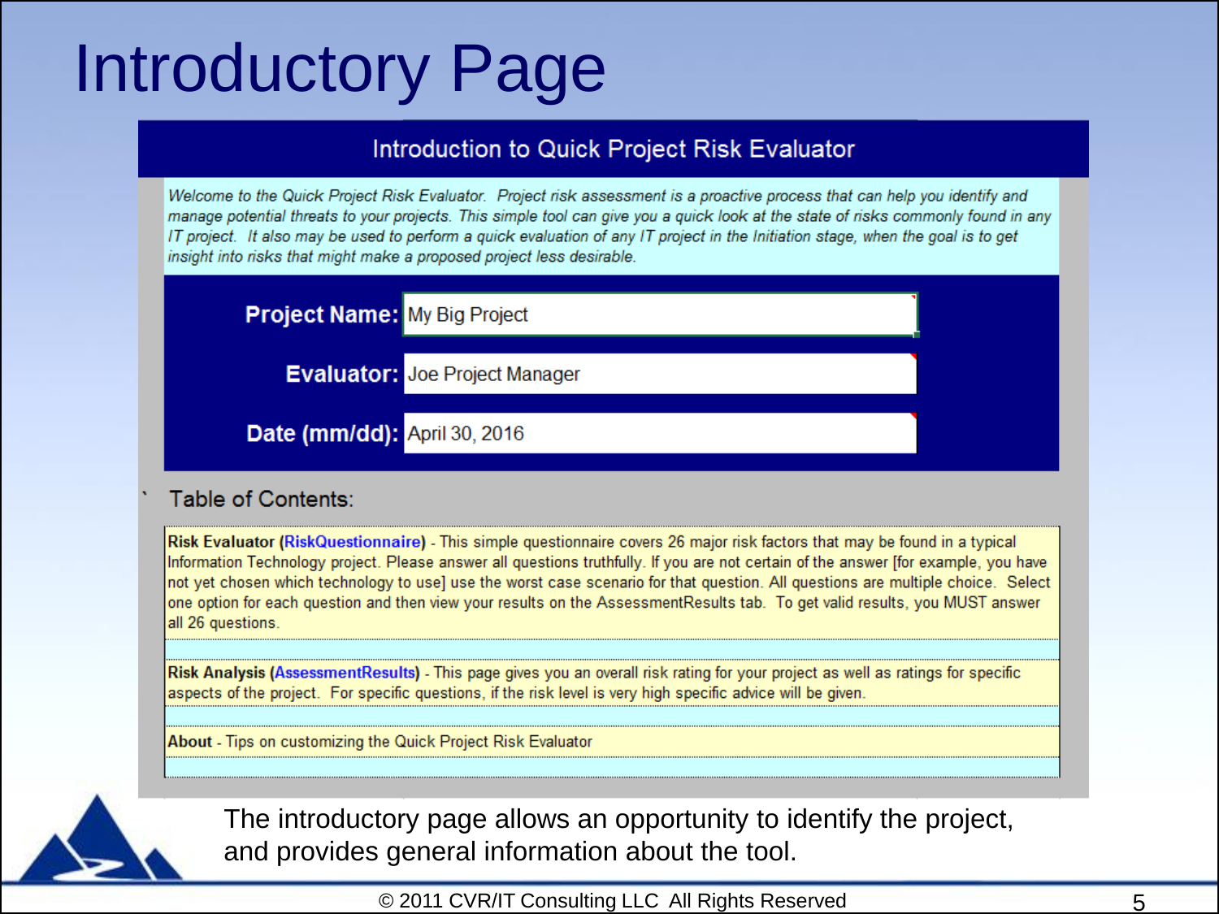# Introductory Page

## Introduction to Quick Project Risk Evaluator

*Welcome to the Quick Project Risk Evaluator. Project risk assessment is a proactive process that can help you identify and manage potential threats to your projects. This simple tool can give you a quick look at the state of risks commonly found in any IT project. It also may be used to perform a quick evaluation of any IT project in the Initiation stage, when the goal is to get insight into risks that might make a proposed project less desirable.*

**Project Name:** My Big Project

**Evaluator:** Joe Project Manager

**Date (mm/dd):** April 30, 2016

Table of Contents:

**Risk Evaluator (RiskQuestionnaire)** - This simple questionnaire covers 26 major risk factors that may be found in a typical Information Technology project. Please answer all questions truthfully. If you are not certain of the answer [for example, you have not yet chosen which technology to use] use the worst case scenario for that question. All questions are multiple choice. Select one option for each question and then view your results on the AssessmentResults tab. To get valid results, you MUST answer all 26 questions.

**Risk Analysis (AssessmentResults)** - This page gives you an overall risk rating for your project as well as ratings for specific aspects of the project. For specific questions, if the risk level is very high specific advice will be given.

**About** - Tips on customizing the Quick Project Risk Evaluator

The introductory page allows an opportunity to identify the project, and provides general information about the tool.

© 2011 CVR/IT Consulting LLC All Rights Reserved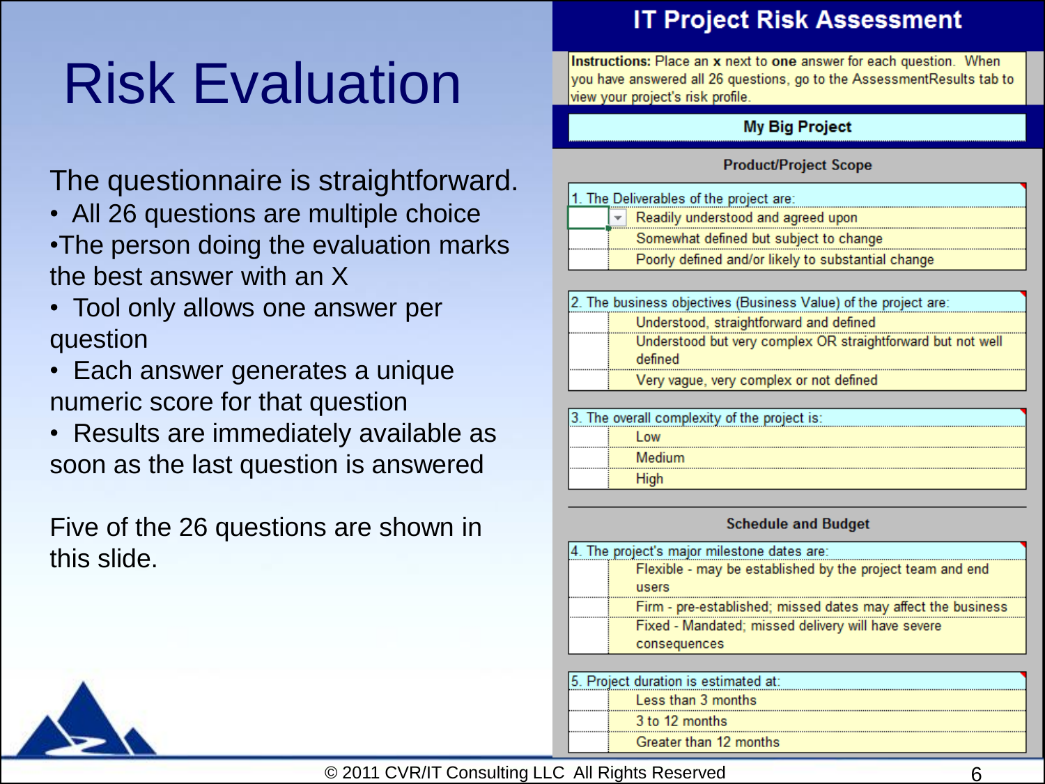# Risk Evaluation

The questionnaire is straightforward.

- All 26 questions are multiple choice
- The person doing the evaluation marks the best answer with an X
- Tool only allows one answer per question
- Each answer generates a unique numeric score for that question
- Results are immediately available as soon as the last question is answered

Five of the 26 questions are shown in this slide.

## IT Project Risk Assessment

**Instructions:** Place an **x** next to **one** answer for each question. When you have answered all 26 questions, go to the AssessmentResults tab to view your project's risk profile.

**My Big Project**

### Product/Project Scope

1. The Deliverables of the project are:
   - Readily understood and agreed upon
   - Somewhat defined but subject to change
   - Poorly defined and/or likely to substantial change

2. The business objectives (Business Value) of the project are:
   - Understood, straightforward and defined
   - Understood but very complex OR straightforward but not well defined
   - Very vague, very complex or not defined

3. The overall complexity of the project is:
   - Low
   - Medium
   - High

### Schedule and Budget

4. The project's major milestone dates are:
   - Flexible - may be established by the project team and end users
   - Firm - pre-established; missed dates may affect the business
   - Fixed - Mandated; missed delivery will have severe consequences

5. Project duration is estimated at:
   - Less than 3 months
   - 3 to 12 months
   - Greater than 12 months

© 2011 CVR/IT Consulting LLC All Rights Reserved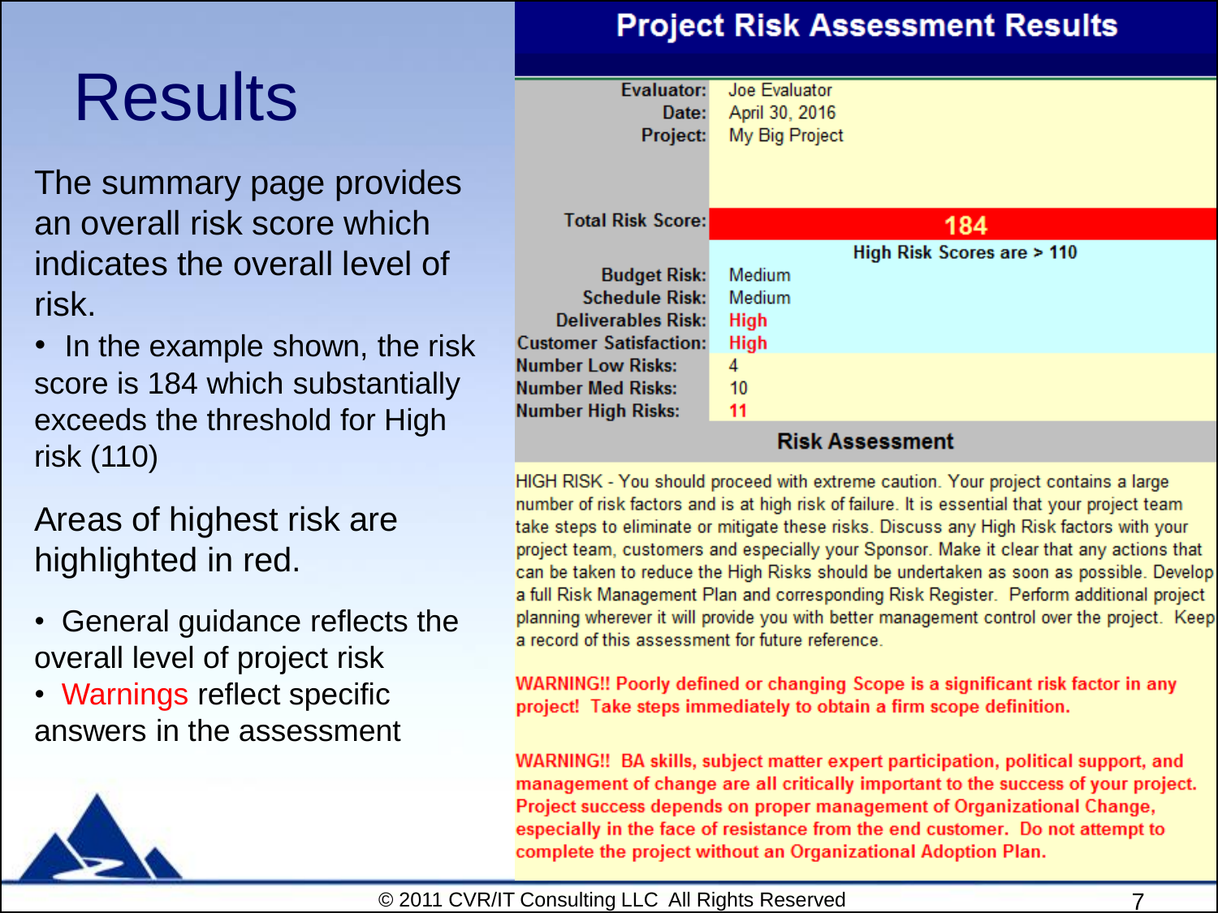# Results

The summary page provides an overall risk score which indicates the overall level of risk.

- In the example shown, the risk score is 184 which substantially exceeds the threshold for High risk (110)

Areas of highest risk are highlighted in red.

- General guidance reflects the overall level of project risk
- Warnings reflect specific answers in the assessment

## Project Risk Assessment Results

| | |
|---|---|
| **Evaluator:** | Joe Evaluator |
| **Date:** | April 30, 2016 |
| **Project:** | My Big Project |
| **Total Risk Score:** | **184** |
| | **High Risk Scores are > 110** |
| **Budget Risk:** | Medium |
| **Schedule Risk:** | Medium |
| **Deliverables Risk:** | High |
| **Customer Satisfaction:** | High |
| **Number Low Risks:** | 4 |
| **Number Med Risks:** | 10 |
| **Number High Risks:** | 11 |

### Risk Assessment

HIGH RISK - You should proceed with extreme caution. Your project contains a large number of risk factors and is at high risk of failure. It is essential that your project team take steps to eliminate or mitigate these risks. Discuss any High Risk factors with your project team, customers and especially your Sponsor. Make it clear that any actions that can be taken to reduce the High Risks should be undertaken as soon as possible. Develop a full Risk Management Plan and corresponding Risk Register. Perform additional project planning wherever it will provide you with better management control over the project. Keep a record of this assessment for future reference.

**WARNING!! Poorly defined or changing Scope is a significant risk factor in any project! Take steps immediately to obtain a firm scope definition.**

**WARNING!! BA skills, subject matter expert participation, political support, and management of change are all critically important to the success of your project. Project success depends on proper management of Organizational Change, especially in the face of resistance from the end customer. Do not attempt to complete the project without an Organizational Adoption Plan.**

© 2011 CVR/IT Consulting LLC All Rights Reserved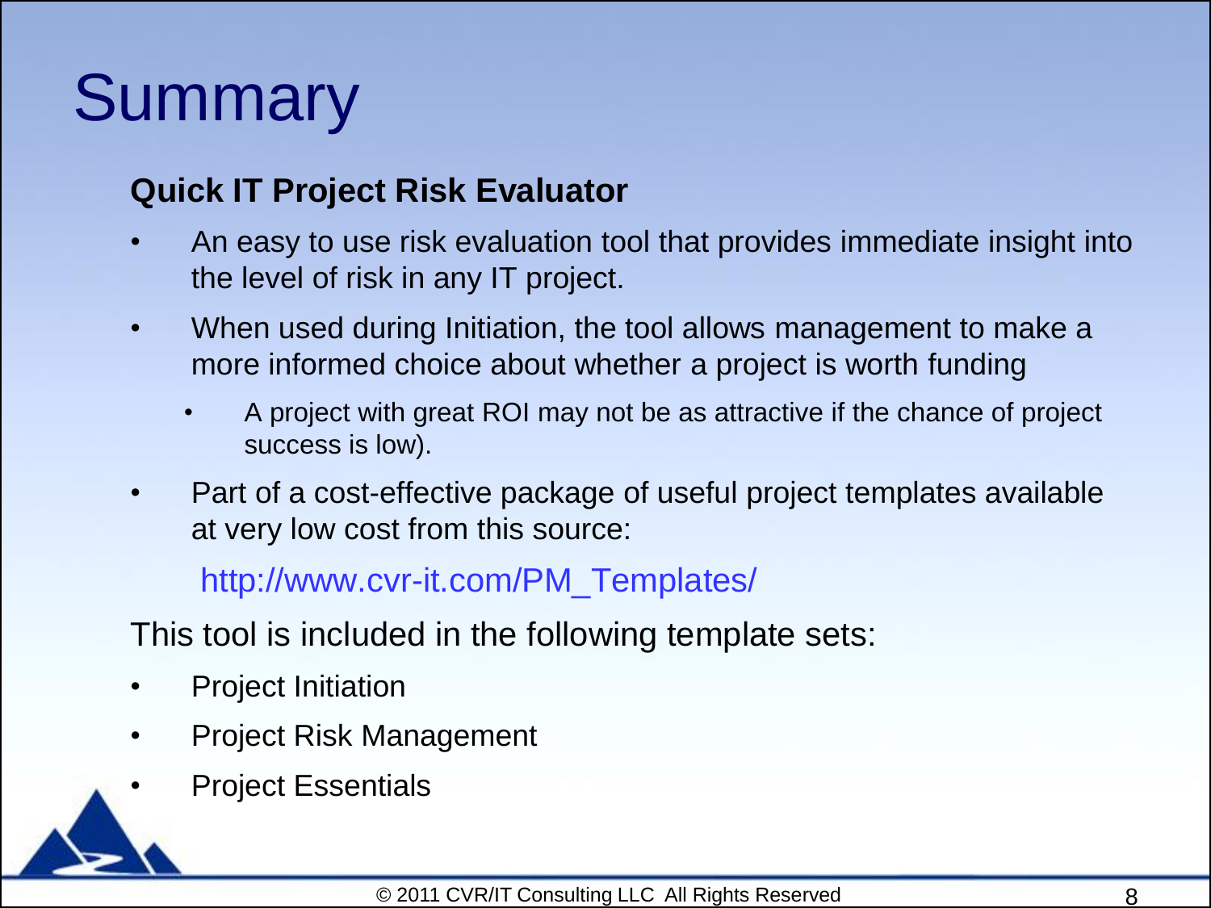# Summary

**Quick IT Project Risk Evaluator**

- An easy to use risk evaluation tool that provides immediate insight into the level of risk in any IT project.
- When used during Initiation, the tool allows management to make a more informed choice about whether a project is worth funding
  - A project with great ROI may not be as attractive if the chance of project success is low).
- Part of a cost-effective package of useful project templates available at very low cost from this source:

  http://www.cvr-it.com/PM_Templates/

This tool is included in the following template sets:

- Project Initiation
- Project Risk Management
- Project Essentials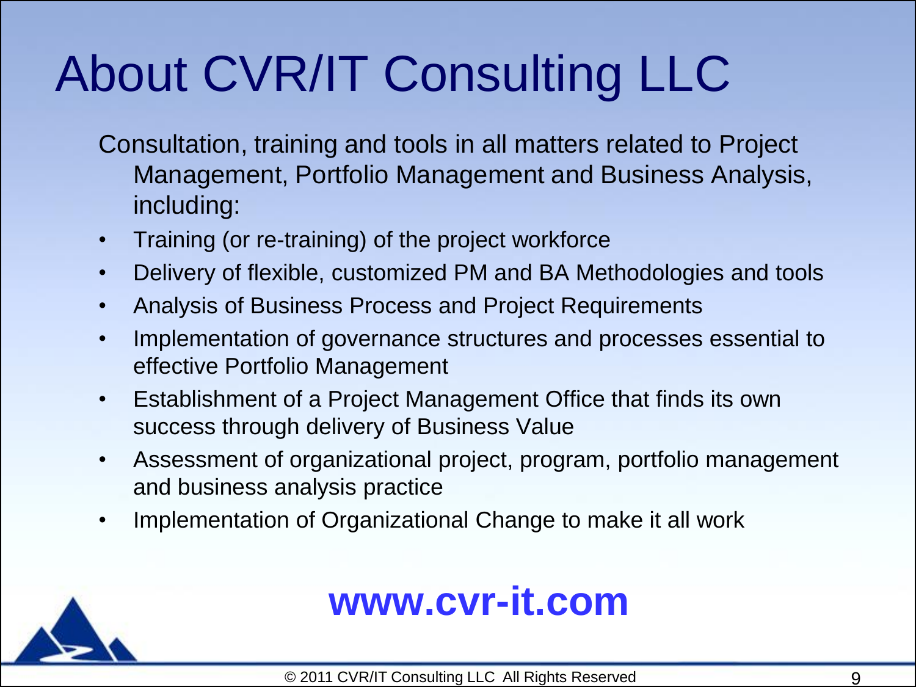# About CVR/IT Consulting LLC

Consultation, training and tools in all matters related to Project Management, Portfolio Management and Business Analysis, including:

- Training (or re-training) of the project workforce
- Delivery of flexible, customized PM and BA Methodologies and tools
- Analysis of Business Process and Project Requirements
- Implementation of governance structures and processes essential to effective Portfolio Management
- Establishment of a Project Management Office that finds its own success through delivery of Business Value
- Assessment of organizational project, program, portfolio management and business analysis practice
- Implementation of Organizational Change to make it all work

**www.cvr-it.com**

© 2011 CVR/IT Consulting LLC All Rights Reserved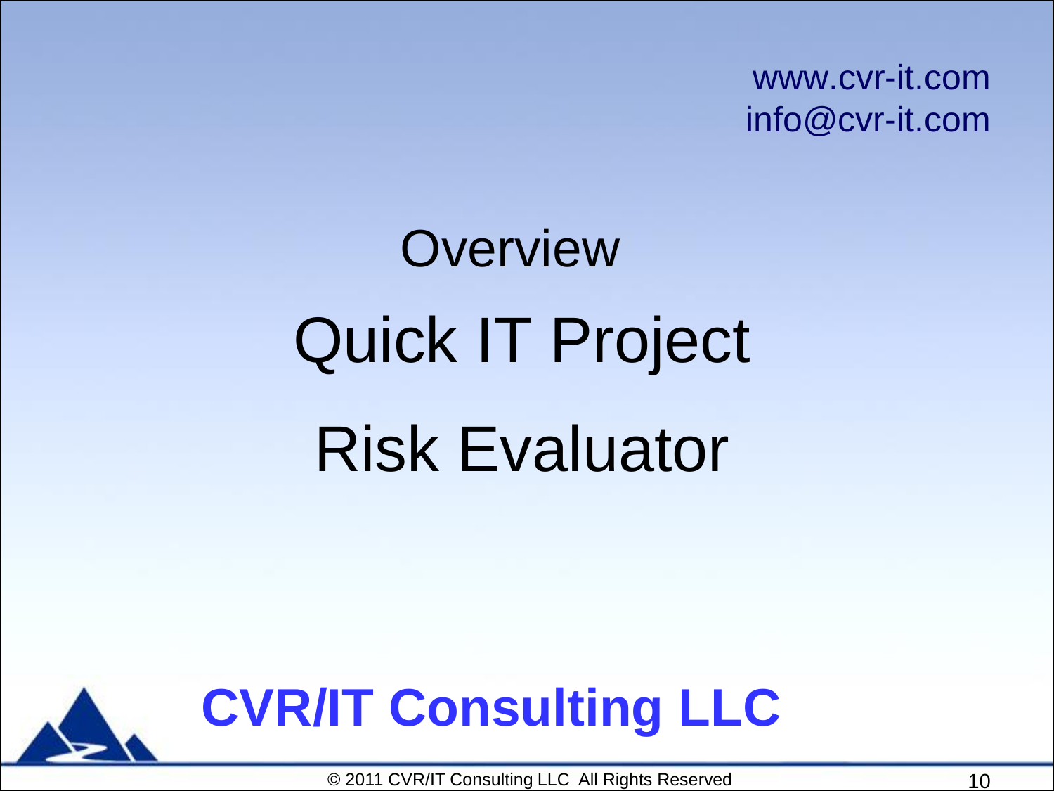www.cvr-it.com
info@cvr-it.com

# Overview

# Quick IT Project

# Risk Evaluator

**CVR/IT Consulting LLC**

© 2011 CVR/IT Consulting LLC All Rights Reserved